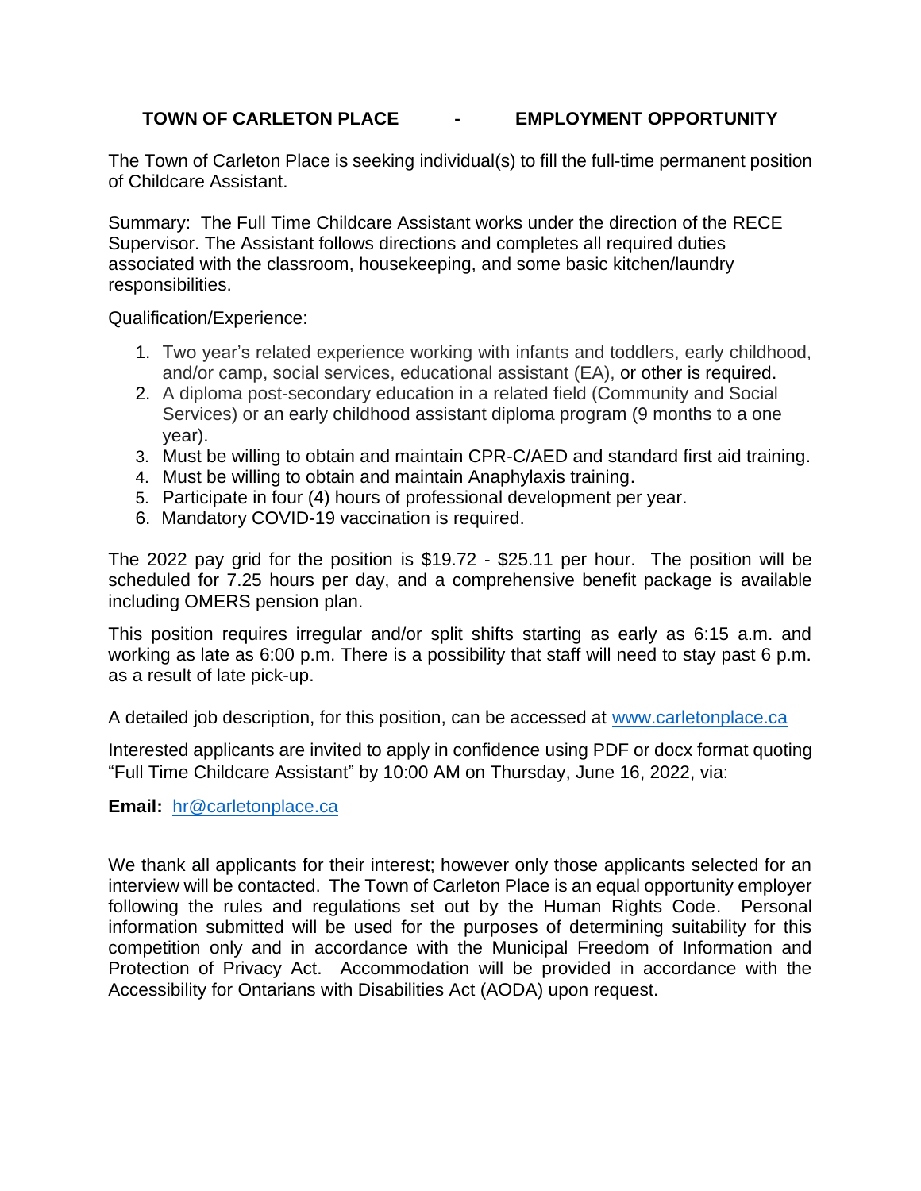# TOWN OF CARLETON PLACE - EMPLOYMENT OPPORTUNITY

The Town of Carleton Place is seeking individual(s) to fill the full-time permanent position of Childcare Assistant.

Summary: The Full Time Childcare Assistant works under the direction of the RECE Supervisor. The Assistant follows directions and completes all required duties associated with the classroom, housekeeping, and some basic kitchen/laundry responsibilities.

Qualification/Experience:

1. Two year's related experience working with infants and toddlers, early childhood, and/or camp, social services, educational assistant (EA), or other is required.
2. A diploma post-secondary education in a related field (Community and Social Services) or an early childhood assistant diploma program (9 months to a one year).
3. Must be willing to obtain and maintain CPR-C/AED and standard first aid training.
4. Must be willing to obtain and maintain Anaphylaxis training.
5. Participate in four (4) hours of professional development per year.
6. Mandatory COVID-19 vaccination is required.

The 2022 pay grid for the position is $19.72 - $25.11 per hour. The position will be scheduled for 7.25 hours per day, and a comprehensive benefit package is available including OMERS pension plan.

This position requires irregular and/or split shifts starting as early as 6:15 a.m. and working as late as 6:00 p.m. There is a possibility that staff will need to stay past 6 p.m. as a result of late pick-up.

A detailed job description, for this position, can be accessed at [www.carletonplace.ca](http://www.carletonplace.ca)

Interested applicants are invited to apply in confidence using PDF or docx format quoting "Full Time Childcare Assistant" by 10:00 AM on Thursday, June 16, 2022, via:

**Email:** [hr@carletonplace.ca](mailto:hr@carletonplace.ca)

We thank all applicants for their interest; however only those applicants selected for an interview will be contacted. The Town of Carleton Place is an equal opportunity employer following the rules and regulations set out by the Human Rights Code. Personal information submitted will be used for the purposes of determining suitability for this competition only and in accordance with the Municipal Freedom of Information and Protection of Privacy Act. Accommodation will be provided in accordance with the Accessibility for Ontarians with Disabilities Act (AODA) upon request.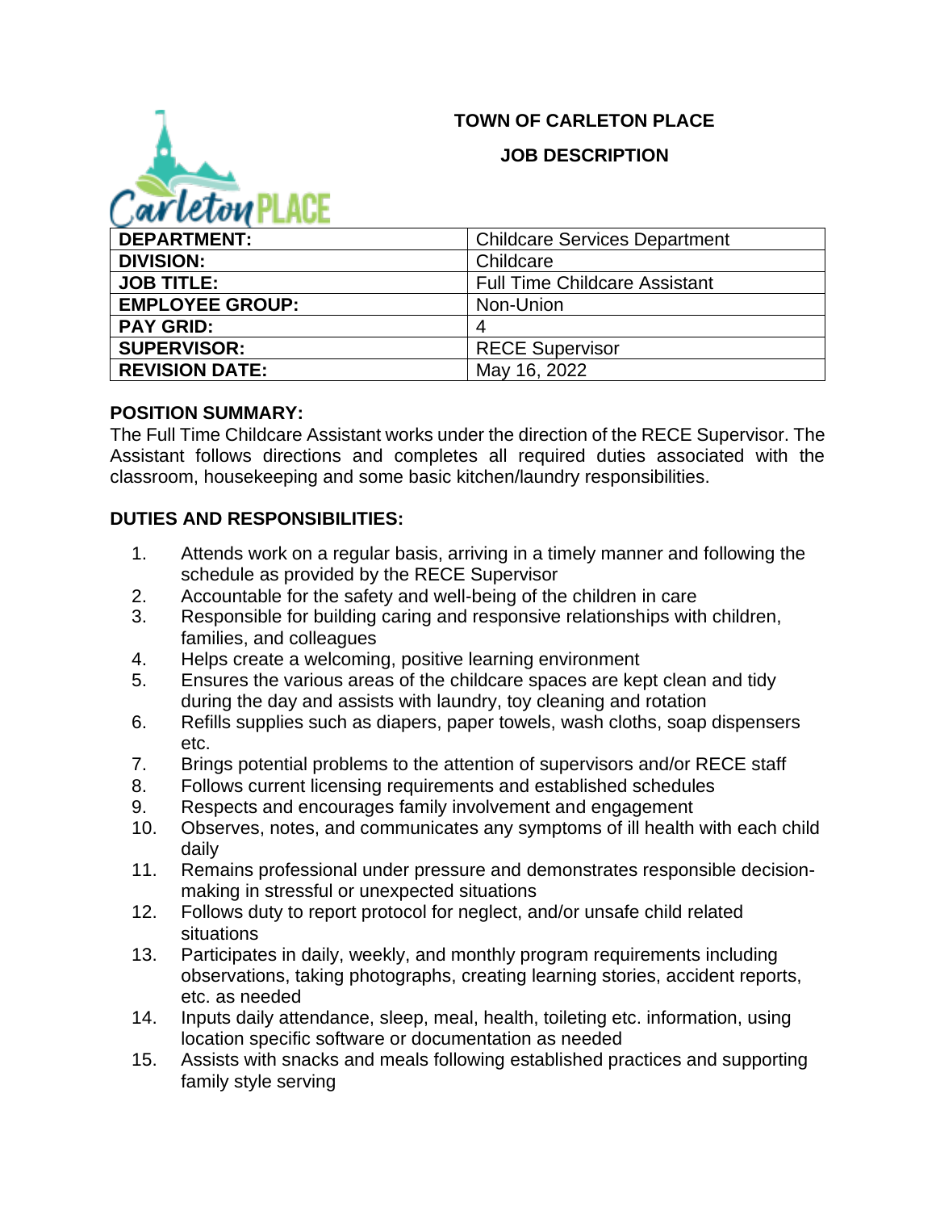**TOWN OF CARLETON PLACE**

**JOB DESCRIPTION**

| | |
|---|---|
| **DEPARTMENT:** | Childcare Services Department |
| **DIVISION:** | Childcare |
| **JOB TITLE:** | Full Time Childcare Assistant |
| **EMPLOYEE GROUP:** | Non-Union |
| **PAY GRID:** | 4 |
| **SUPERVISOR:** | RECE Supervisor |
| **REVISION DATE:** | May 16, 2022 |

## POSITION SUMMARY:

The Full Time Childcare Assistant works under the direction of the RECE Supervisor. The Assistant follows directions and completes all required duties associated with the classroom, housekeeping and some basic kitchen/laundry responsibilities.

## DUTIES AND RESPONSIBILITIES:

1. Attends work on a regular basis, arriving in a timely manner and following the schedule as provided by the RECE Supervisor
2. Accountable for the safety and well-being of the children in care
3. Responsible for building caring and responsive relationships with children, families, and colleagues
4. Helps create a welcoming, positive learning environment
5. Ensures the various areas of the childcare spaces are kept clean and tidy during the day and assists with laundry, toy cleaning and rotation
6. Refills supplies such as diapers, paper towels, wash cloths, soap dispensers etc.
7. Brings potential problems to the attention of supervisors and/or RECE staff
8. Follows current licensing requirements and established schedules
9. Respects and encourages family involvement and engagement
10. Observes, notes, and communicates any symptoms of ill health with each child daily
11. Remains professional under pressure and demonstrates responsible decision-making in stressful or unexpected situations
12. Follows duty to report protocol for neglect, and/or unsafe child related situations
13. Participates in daily, weekly, and monthly program requirements including observations, taking photographs, creating learning stories, accident reports, etc. as needed
14. Inputs daily attendance, sleep, meal, health, toileting etc. information, using location specific software or documentation as needed
15. Assists with snacks and meals following established practices and supporting family style serving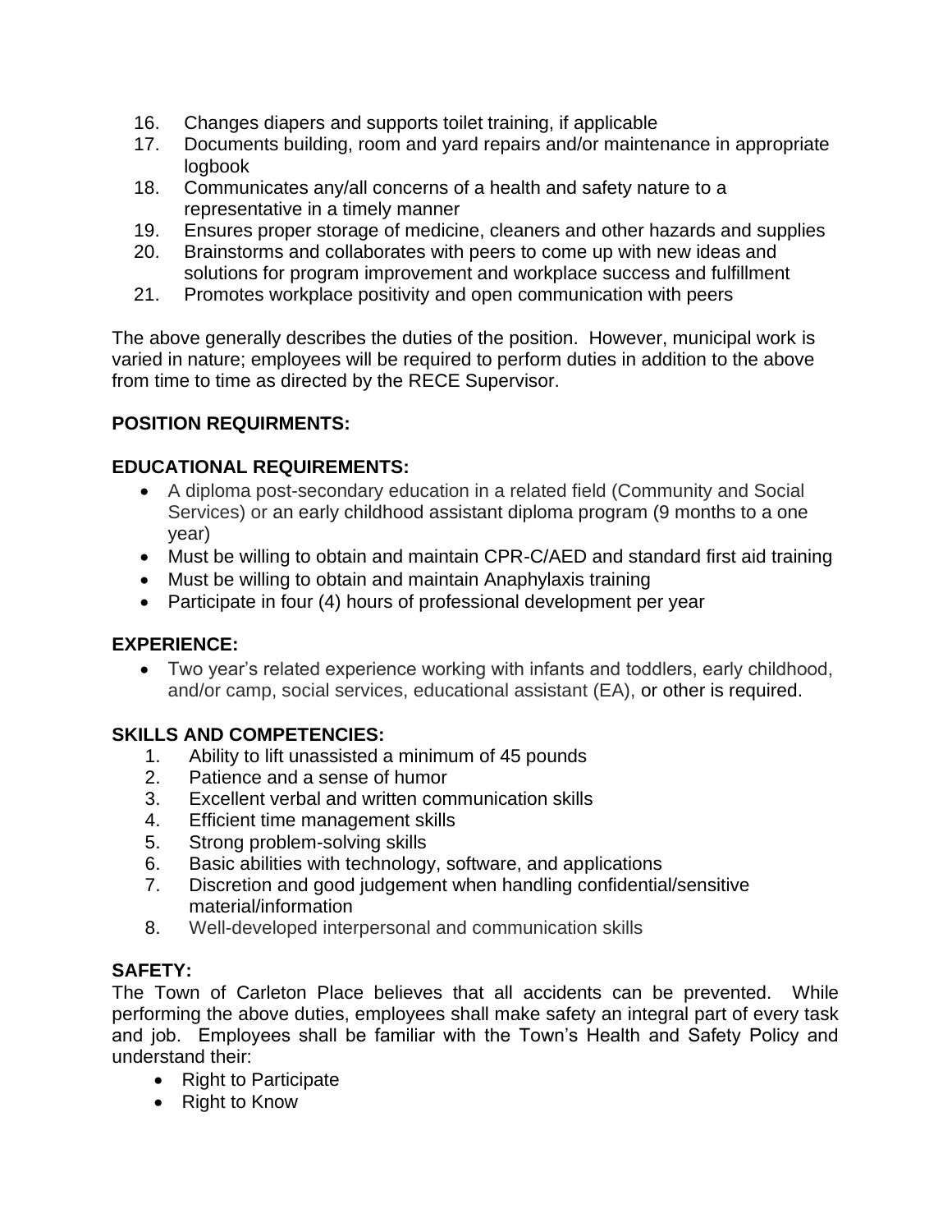16. Changes diapers and supports toilet training, if applicable
17. Documents building, room and yard repairs and/or maintenance in appropriate logbook
18. Communicates any/all concerns of a health and safety nature to a representative in a timely manner
19. Ensures proper storage of medicine, cleaners and other hazards and supplies
20. Brainstorms and collaborates with peers to come up with new ideas and solutions for program improvement and workplace success and fulfillment
21. Promotes workplace positivity and open communication with peers

The above generally describes the duties of the position. However, municipal work is varied in nature; employees will be required to perform duties in addition to the above from time to time as directed by the RECE Supervisor.

**POSITION REQUIRMENTS:**

**EDUCATIONAL REQUIREMENTS:**

- A diploma post-secondary education in a related field (Community and Social Services) or an early childhood assistant diploma program (9 months to a one year)
- Must be willing to obtain and maintain CPR-C/AED and standard first aid training
- Must be willing to obtain and maintain Anaphylaxis training
- Participate in four (4) hours of professional development per year

**EXPERIENCE:**

- Two year's related experience working with infants and toddlers, early childhood, and/or camp, social services, educational assistant (EA), or other is required.

**SKILLS AND COMPETENCIES:**

1. Ability to lift unassisted a minimum of 45 pounds
2. Patience and a sense of humor
3. Excellent verbal and written communication skills
4. Efficient time management skills
5. Strong problem-solving skills
6. Basic abilities with technology, software, and applications
7. Discretion and good judgement when handling confidential/sensitive material/information
8. Well-developed interpersonal and communication skills

**SAFETY:**

The Town of Carleton Place believes that all accidents can be prevented. While performing the above duties, employees shall make safety an integral part of every task and job. Employees shall be familiar with the Town's Health and Safety Policy and understand their:

- Right to Participate
- Right to Know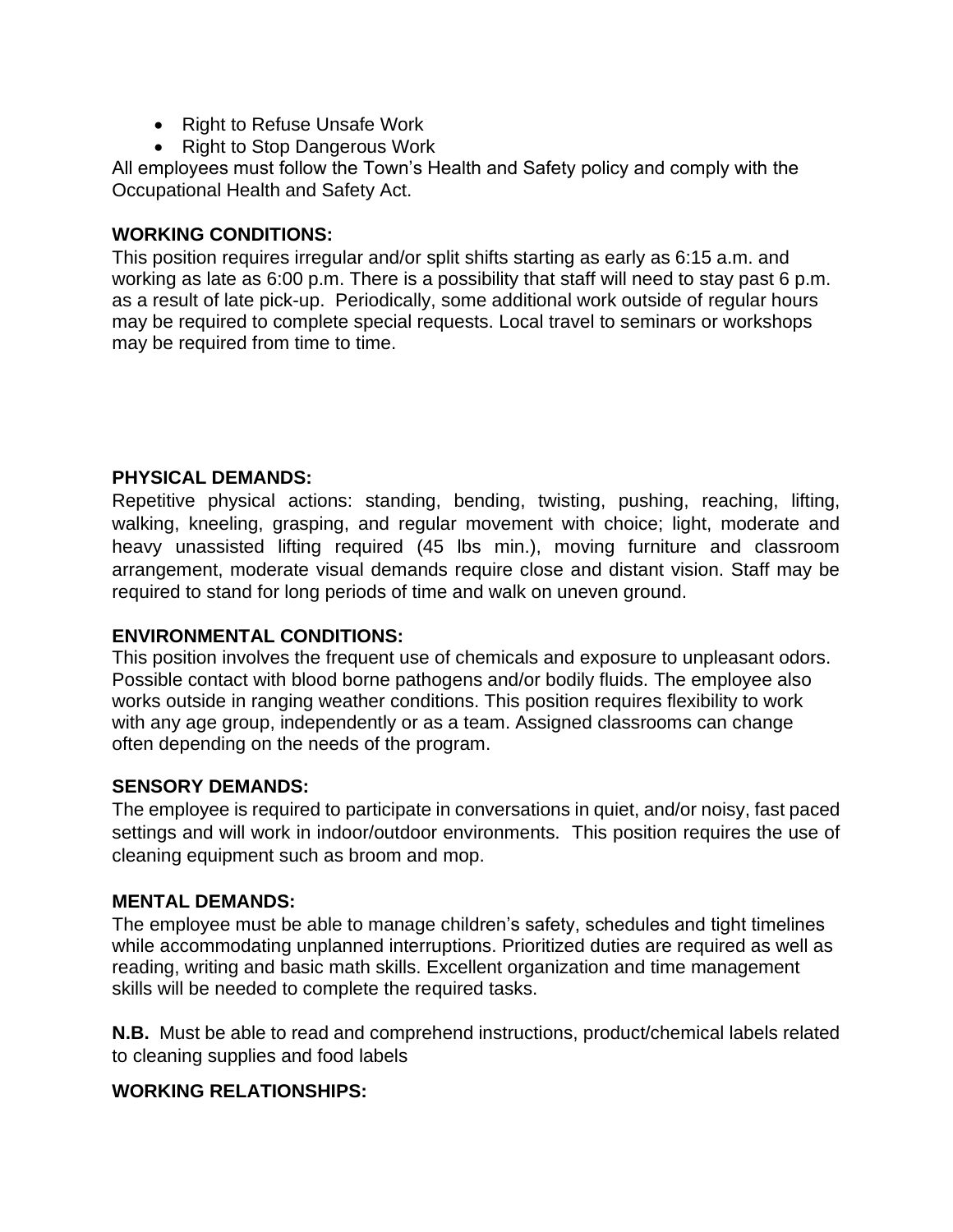- Right to Refuse Unsafe Work
- Right to Stop Dangerous Work

All employees must follow the Town's Health and Safety policy and comply with the Occupational Health and Safety Act.

**WORKING CONDITIONS:**
This position requires irregular and/or split shifts starting as early as 6:15 a.m. and working as late as 6:00 p.m. There is a possibility that staff will need to stay past 6 p.m. as a result of late pick-up. Periodically, some additional work outside of regular hours may be required to complete special requests. Local travel to seminars or workshops may be required from time to time.

**PHYSICAL DEMANDS:**
Repetitive physical actions: standing, bending, twisting, pushing, reaching, lifting, walking, kneeling, grasping, and regular movement with choice; light, moderate and heavy unassisted lifting required (45 lbs min.), moving furniture and classroom arrangement, moderate visual demands require close and distant vision. Staff may be required to stand for long periods of time and walk on uneven ground.

**ENVIRONMENTAL CONDITIONS:**
This position involves the frequent use of chemicals and exposure to unpleasant odors. Possible contact with blood borne pathogens and/or bodily fluids. The employee also works outside in ranging weather conditions. This position requires flexibility to work with any age group, independently or as a team. Assigned classrooms can change often depending on the needs of the program.

**SENSORY DEMANDS:**
The employee is required to participate in conversations in quiet, and/or noisy, fast paced settings and will work in indoor/outdoor environments. This position requires the use of cleaning equipment such as broom and mop.

**MENTAL DEMANDS:**
The employee must be able to manage children's safety, schedules and tight timelines while accommodating unplanned interruptions. Prioritized duties are required as well as reading, writing and basic math skills. Excellent organization and time management skills will be needed to complete the required tasks.

**N.B.** Must be able to read and comprehend instructions, product/chemical labels related to cleaning supplies and food labels

**WORKING RELATIONSHIPS:**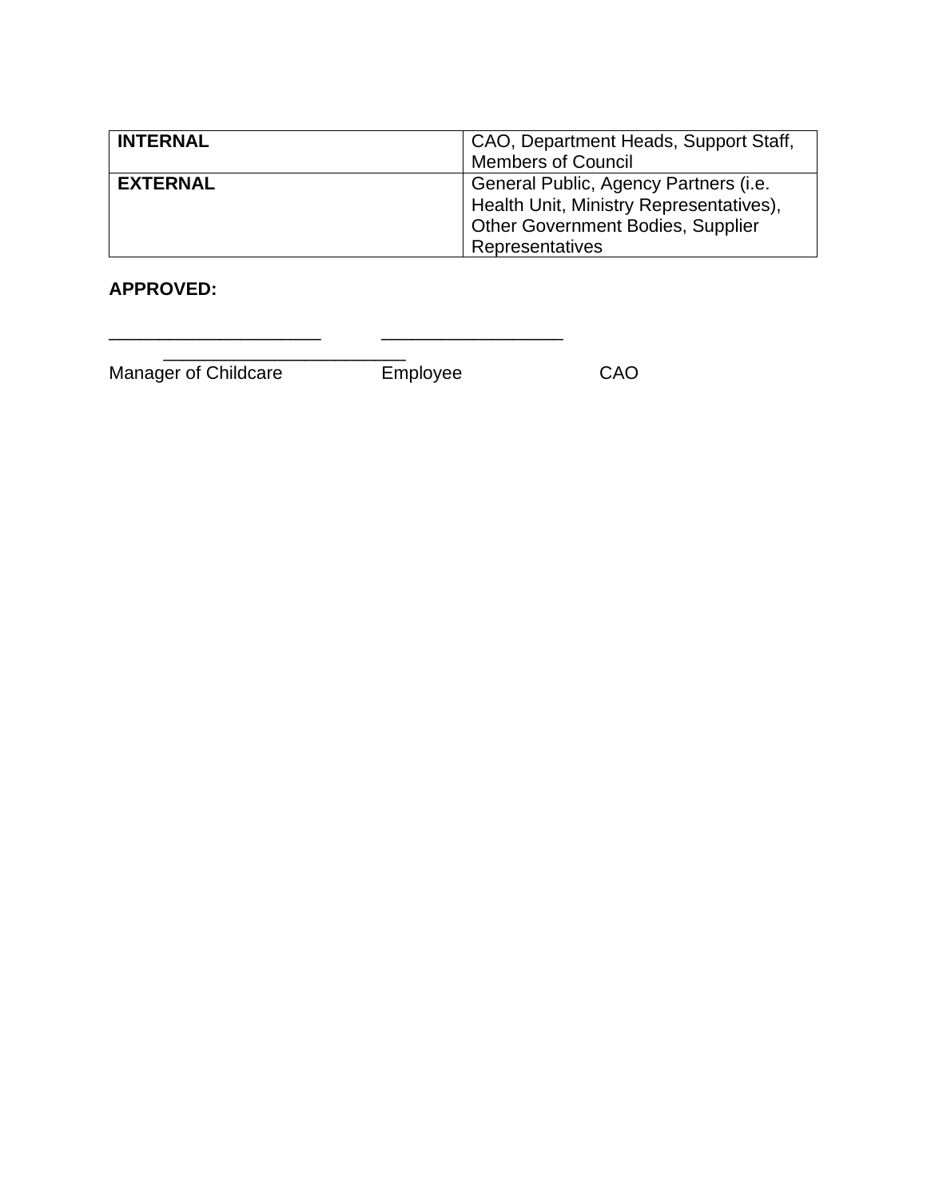| | |
|---|---|
| **INTERNAL** | CAO, Department Heads, Support Staff, Members of Council |
| **EXTERNAL** | General Public, Agency Partners (i.e. Health Unit, Ministry Representatives), Other Government Bodies, Supplier Representatives |

**APPROVED:**

_____________________ __________________ ________________________

Manager of Childcare Employee CAO